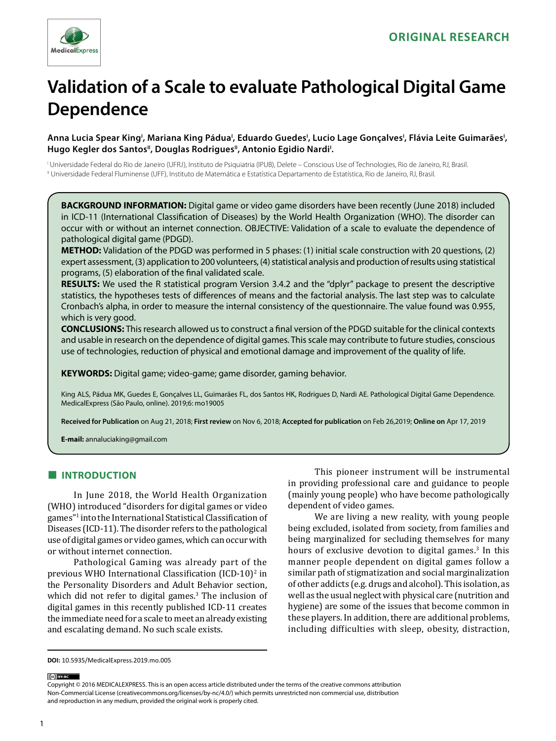ORIGINAL RESEARCH

# Validation of a Scale to evaluate Pathological Digital Game Dependence

**Anna Lucia Spear King[I], Mariana King Pádua[I], Eduardo Guedes[I], Lucio Lage Gonçalves[I], Flávia Leite Guimarães[I], Hugo Kegler dos Santos[II], Douglas Rodrigues[II], Antonio Egidio Nardi[I].**

[I] Universidade Federal do Rio de Janeiro (UFRJ), Instituto de Psiquiatria (IPUB), Delete – Conscious Use of Technologies, Rio de Janeiro, RJ, Brasil.
[II] Universidade Federal Fluminense (UFF), Instituto de Matemática e Estatística Departamento de Estatística, Rio de Janeiro, RJ, Brasil.

**BACKGROUND INFORMATION:** Digital game or video game disorders have been recently (June 2018) included in ICD-11 (International Classification of Diseases) by the World Health Organization (WHO). The disorder can occur with or without an internet connection. OBJECTIVE: Validation of a scale to evaluate the dependence of pathological digital game (PDGD).

**METHOD:** Validation of the PDGD was performed in 5 phases: (1) initial scale construction with 20 questions, (2) expert assessment, (3) application to 200 volunteers, (4) statistical analysis and production of results using statistical programs, (5) elaboration of the final validated scale.

**RESULTS:** We used the R statistical program Version 3.4.2 and the "dplyr" package to present the descriptive statistics, the hypotheses tests of differences of means and the factorial analysis. The last step was to calculate Cronbach's alpha, in order to measure the internal consistency of the questionnaire. The value found was 0.955, which is very good.

**CONCLUSIONS:** This research allowed us to construct a final version of the PDGD suitable for the clinical contexts and usable in research on the dependence of digital games. This scale may contribute to future studies, conscious use of technologies, reduction of physical and emotional damage and improvement of the quality of life.

**KEYWORDS:** Digital game; video-game; game disorder, gaming behavior.

King ALS, Pádua MK, Guedes E, Gonçalves LL, Guimarães FL, dos Santos HK, Rodrigues D, Nardi AE. Pathological Digital Game Dependence. MedicalExpress (São Paulo, online). 2019;6: mo19005

**Received for Publication** on Aug 21, 2018; **First review** on Nov 6, 2018; **Accepted for publication** on Feb 26,2019; **Online on** Apr 17, 2019

**E-mail:** annaluciaking@gmail.com

## INTRODUCTION

In June 2018, the World Health Organization (WHO) introduced "disorders for digital games or video games"[1] into the International Statistical Classification of Diseases (ICD-11). The disorder refers to the pathological use of digital games or video games, which can occur with or without internet connection.

Pathological Gaming was already part of the previous WHO International Classification (ICD-10)[2] in the Personality Disorders and Adult Behavior section, which did not refer to digital games.[3] The inclusion of digital games in this recently published ICD-11 creates the immediate need for a scale to meet an already existing and escalating demand. No such scale exists.

This pioneer instrument will be instrumental in providing professional care and guidance to people (mainly young people) who have become pathologically dependent of video games.

We are living a new reality, with young people being excluded, isolated from society, from families and being marginalized for secluding themselves for many hours of exclusive devotion to digital games.[3] In this manner people dependent on digital games follow a similar path of stigmatization and social marginalization of other addicts (e.g. drugs and alcohol). This isolation, as well as the usual neglect with physical care (nutrition and hygiene) are some of the issues that become common in these players. In addition, there are additional problems, including difficulties with sleep, obesity, distraction,

**DOI:** 10.5935/MedicalExpress.2019.mo.005

Copyright © 2016 MEDICALEXPRESS. This is an open access article distributed under the terms of the creative commons attribution Non-Commercial License (creativecommons.org/licenses/by-nc/4.0/) which permits unrestricted non commercial use, distribution and reproduction in any medium, provided the original work is properly cited.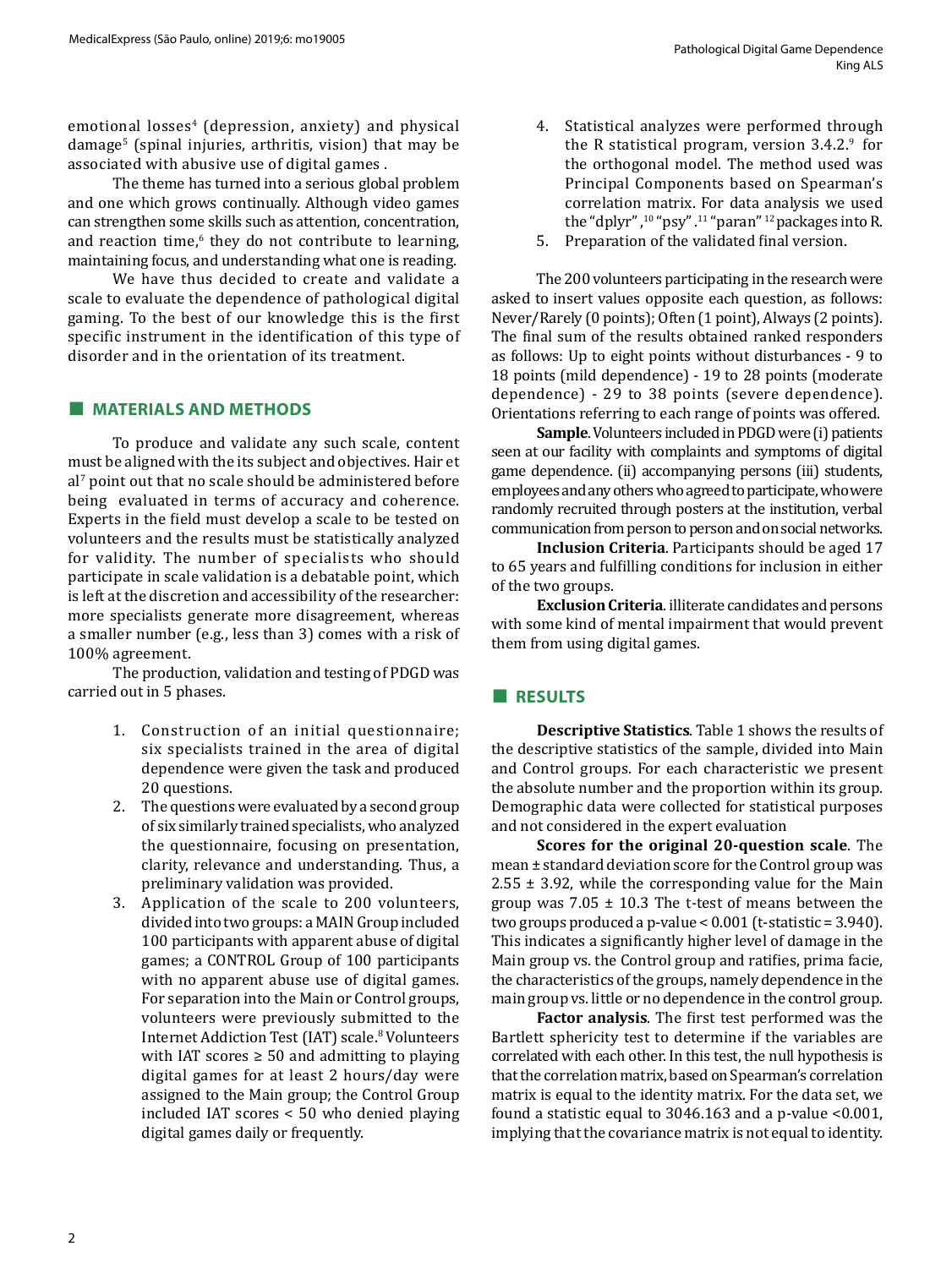emotional losses[4] (depression, anxiety) and physical damage[5] (spinal injuries, arthritis, vision) that may be associated with abusive use of digital games .

The theme has turned into a serious global problem and one which grows continually. Although video games can strengthen some skills such as attention, concentration, and reaction time,[6] they do not contribute to learning, maintaining focus, and understanding what one is reading.

We have thus decided to create and validate a scale to evaluate the dependence of pathological digital gaming. To the best of our knowledge this is the first specific instrument in the identification of this type of disorder and in the orientation of its treatment.

## MATERIALS AND METHODS

To produce and validate any such scale, content must be aligned with the its subject and objectives. Hair et al[7] point out that no scale should be administered before being evaluated in terms of accuracy and coherence. Experts in the field must develop a scale to be tested on volunteers and the results must be statistically analyzed for validity. The number of specialists who should participate in scale validation is a debatable point, which is left at the discretion and accessibility of the researcher: more specialists generate more disagreement, whereas a smaller number (e.g., less than 3) comes with a risk of 100% agreement.

The production, validation and testing of PDGD was carried out in 5 phases.

1. Construction of an initial questionnaire; six specialists trained in the area of digital dependence were given the task and produced 20 questions.
2. The questions were evaluated by a second group of six similarly trained specialists, who analyzed the questionnaire, focusing on presentation, clarity, relevance and understanding. Thus, a preliminary validation was provided.
3. Application of the scale to 200 volunteers, divided into two groups: a MAIN Group included 100 participants with apparent abuse of digital games; a CONTROL Group of 100 participants with no apparent abuse use of digital games. For separation into the Main or Control groups, volunteers were previously submitted to the Internet Addiction Test (IAT) scale.[8] Volunteers with IAT scores ≥ 50 and admitting to playing digital games for at least 2 hours/day were assigned to the Main group; the Control Group included IAT scores < 50 who denied playing digital games daily or frequently.
4. Statistical analyzes were performed through the R statistical program, version 3.4.2.[9] for the orthogonal model. The method used was Principal Components based on Spearman's correlation matrix. For data analysis we used the "dplyr" ,[10] "psy" .[11] "paran" [12] packages into R.
5. Preparation of the validated final version.

The 200 volunteers participating in the research were asked to insert values opposite each question, as follows: Never/Rarely (0 points); Often (1 point), Always (2 points). The final sum of the results obtained ranked responders as follows: Up to eight points without disturbances - 9 to 18 points (mild dependence) - 19 to 28 points (moderate dependence) - 29 to 38 points (severe dependence). Orientations referring to each range of points was offered.

**Sample**. Volunteers included in PDGD were (i) patients seen at our facility with complaints and symptoms of digital game dependence. (ii) accompanying persons (iii) students, employees and any others who agreed to participate, who were randomly recruited through posters at the institution, verbal communication from person to person and on social networks.

**Inclusion Criteria**. Participants should be aged 17 to 65 years and fulfilling conditions for inclusion in either of the two groups.

**Exclusion Criteria**. illiterate candidates and persons with some kind of mental impairment that would prevent them from using digital games.

## RESULTS

**Descriptive Statistics**. Table 1 shows the results of the descriptive statistics of the sample, divided into Main and Control groups. For each characteristic we present the absolute number and the proportion within its group. Demographic data were collected for statistical purposes and not considered in the expert evaluation

**Scores for the original 20-question scale**. The mean ± standard deviation score for the Control group was 2.55 ± 3.92, while the corresponding value for the Main group was 7.05 ± 10.3 The t-test of means between the two groups produced a p-value < 0.001 (t-statistic = 3.940). This indicates a significantly higher level of damage in the Main group vs. the Control group and ratifies, prima facie, the characteristics of the groups, namely dependence in the main group vs. little or no dependence in the control group.

**Factor analysis**. The first test performed was the Bartlett sphericity test to determine if the variables are correlated with each other. In this test, the null hypothesis is that the correlation matrix, based on Spearman's correlation matrix is equal to the identity matrix. For the data set, we found a statistic equal to 3046.163 and a p-value <0.001, implying that the covariance matrix is not equal to identity.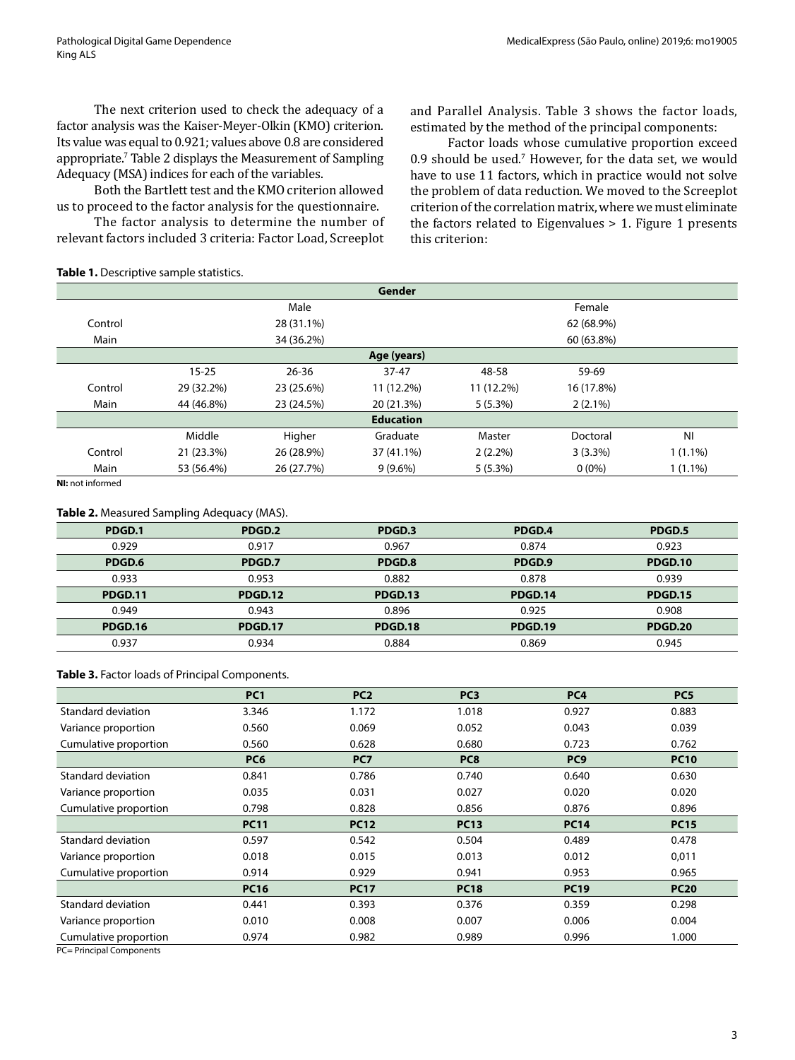The next criterion used to check the adequacy of a factor analysis was the Kaiser-Meyer-Olkin (KMO) criterion. Its value was equal to 0.921; values above 0.8 are considered appropriate.[7] Table 2 displays the Measurement of Sampling Adequacy (MSA) indices for each of the variables.

Both the Bartlett test and the KMO criterion allowed us to proceed to the factor analysis for the questionnaire.

The factor analysis to determine the number of relevant factors included 3 criteria: Factor Load, Screeplot and Parallel Analysis. Table 3 shows the factor loads, estimated by the method of the principal components:

Factor loads whose cumulative proportion exceed 0.9 should be used.[7] However, for the data set, we would have to use 11 factors, which in practice would not solve the problem of data reduction. We moved to the Screeplot criterion of the correlation matrix, where we must eliminate the factors related to Eigenvalues > 1. Figure 1 presents this criterion:

**Table 1.** Descriptive sample statistics.

| | Gender | | | | | |
|---|---|---|---|---|---|---|
| | Male | | | Female | | |
| Control | 28 (31.1%) | | | 62 (68.9%) | | |
| Main | 34 (36.2%) | | | 60 (63.8%) | | |
| | **Age (years)** | | | | | |
| | 15-25 | 26-36 | 37-47 | 48-58 | 59-69 | |
| Control | 29 (32.2%) | 23 (25.6%) | 11 (12.2%) | 11 (12.2%) | 16 (17.8%) | |
| Main | 44 (46.8%) | 23 (24.5%) | 20 (21.3%) | 5 (5.3%) | 2 (2.1%) | |
| | **Education** | | | | | |
| | Middle | Higher | Graduate | Master | Doctoral | NI |
| Control | 21 (23.3%) | 26 (28.9%) | 37 (41.1%) | 2 (2.2%) | 3 (3.3%) | 1 (1.1%) |
| Main | 53 (56.4%) | 26 (27.7%) | 9 (9.6%) | 5 (5.3%) | 0 (0%) | 1 (1.1%) |

**NI:** not informed

**Table 2.** Measured Sampling Adequacy (MAS).

| PDGD.1 | PDGD.2 | PDGD.3 | PDGD.4 | PDGD.5 |
|---|---|---|---|---|
| 0.929 | 0.917 | 0.967 | 0.874 | 0.923 |
| **PDGD.6** | **PDGD.7** | **PDGD.8** | **PDGD.9** | **PDGD.10** |
| 0.933 | 0.953 | 0.882 | 0.878 | 0.939 |
| **PDGD.11** | **PDGD.12** | **PDGD.13** | **PDGD.14** | **PDGD.15** |
| 0.949 | 0.943 | 0.896 | 0.925 | 0.908 |
| **PDGD.16** | **PDGD.17** | **PDGD.18** | **PDGD.19** | **PDGD.20** |
| 0.937 | 0.934 | 0.884 | 0.869 | 0.945 |

**Table 3.** Factor loads of Principal Components.

| | PC1 | PC2 | PC3 | PC4 | PC5 |
|---|---|---|---|---|---|
| Standard deviation | 3.346 | 1.172 | 1.018 | 0.927 | 0.883 |
| Variance proportion | 0.560 | 0.069 | 0.052 | 0.043 | 0.039 |
| Cumulative proportion | 0.560 | 0.628 | 0.680 | 0.723 | 0.762 |
| | **PC6** | **PC7** | **PC8** | **PC9** | **PC10** |
| Standard deviation | 0.841 | 0.786 | 0.740 | 0.640 | 0.630 |
| Variance proportion | 0.035 | 0.031 | 0.027 | 0.020 | 0.020 |
| Cumulative proportion | 0.798 | 0.828 | 0.856 | 0.876 | 0.896 |
| | **PC11** | **PC12** | **PC13** | **PC14** | **PC15** |
| Standard deviation | 0.597 | 0.542 | 0.504 | 0.489 | 0.478 |
| Variance proportion | 0.018 | 0.015 | 0.013 | 0.012 | 0,011 |
| Cumulative proportion | 0.914 | 0.929 | 0.941 | 0.953 | 0.965 |
| | **PC16** | **PC17** | **PC18** | **PC19** | **PC20** |
| Standard deviation | 0.441 | 0.393 | 0.376 | 0.359 | 0.298 |
| Variance proportion | 0.010 | 0.008 | 0.007 | 0.006 | 0.004 |
| Cumulative proportion | 0.974 | 0.982 | 0.989 | 0.996 | 1.000 |

PC= Principal Components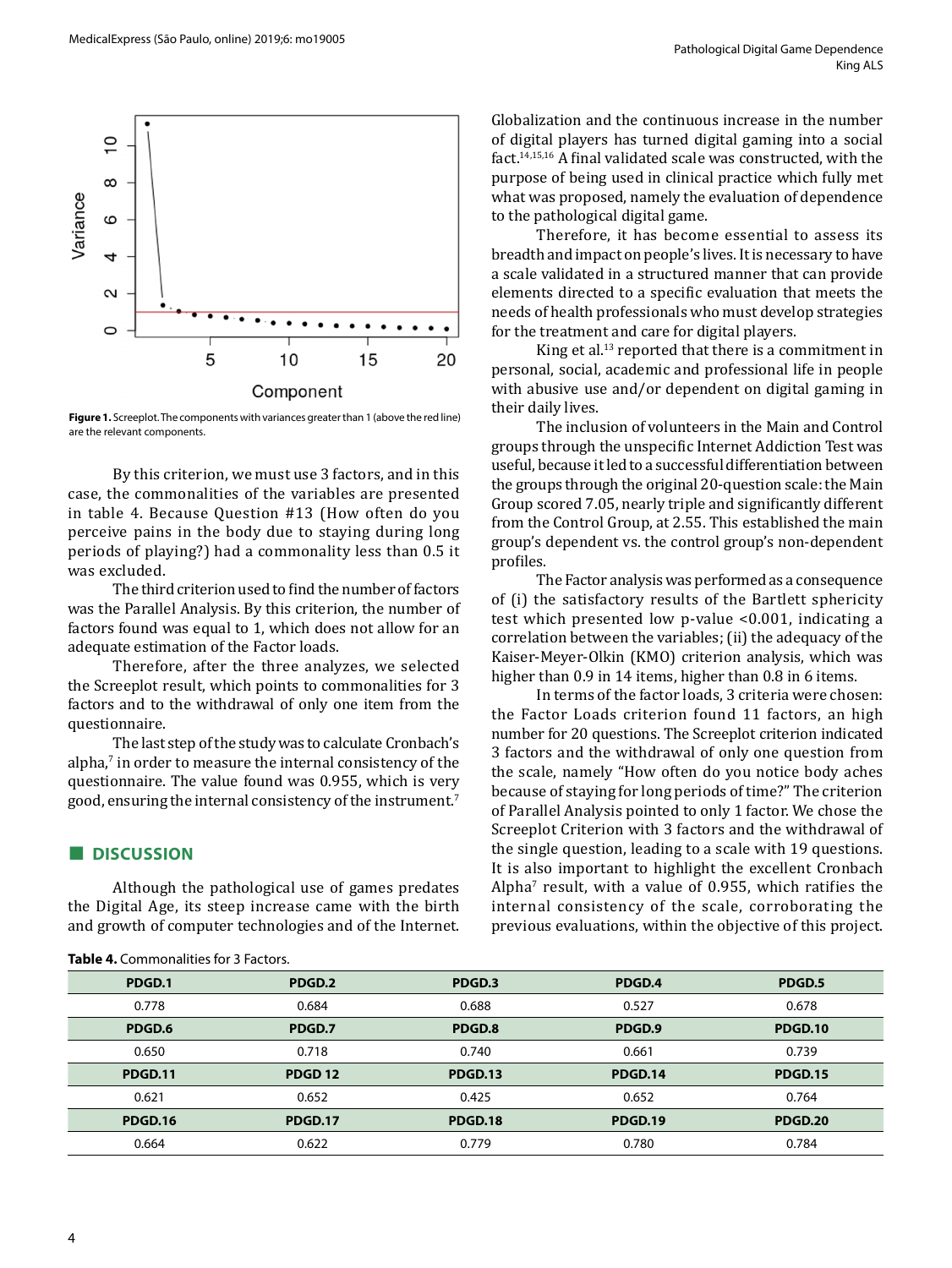**Figure 1.** Screeplot. The components with variances greater than 1 (above the red line) are the relevant components.

By this criterion, we must use 3 factors, and in this case, the commonalities of the variables are presented in table 4. Because Question #13 (How often do you perceive pains in the body due to staying during long periods of playing?) had a commonality less than 0.5 it was excluded.

The third criterion used to find the number of factors was the Parallel Analysis. By this criterion, the number of factors found was equal to 1, which does not allow for an adequate estimation of the Factor loads.

Therefore, after the three analyzes, we selected the Screeplot result, which points to commonalities for 3 factors and to the withdrawal of only one item from the questionnaire.

The last step of the study was to calculate Cronbach's alpha,[7] in order to measure the internal consistency of the questionnaire. The value found was 0.955, which is very good, ensuring the internal consistency of the instrument.[7]

## DISCUSSION

Although the pathological use of games predates the Digital Age, its steep increase came with the birth and growth of computer technologies and of the Internet. Globalization and the continuous increase in the number of digital players has turned digital gaming into a social fact.[14,15,16] A final validated scale was constructed, with the purpose of being used in clinical practice which fully met what was proposed, namely the evaluation of dependence to the pathological digital game.

Therefore, it has become essential to assess its breadth and impact on people's lives. It is necessary to have a scale validated in a structured manner that can provide elements directed to a specific evaluation that meets the needs of health professionals who must develop strategies for the treatment and care for digital players.

King et al.[13] reported that there is a commitment in personal, social, academic and professional life in people with abusive use and/or dependent on digital gaming in their daily lives.

The inclusion of volunteers in the Main and Control groups through the unspecific Internet Addiction Test was useful, because it led to a successful differentiation between the groups through the original 20-question scale: the Main Group scored 7.05, nearly triple and significantly different from the Control Group, at 2.55. This established the main group's dependent vs. the control group's non-dependent profiles.

The Factor analysis was performed as a consequence of (i) the satisfactory results of the Bartlett sphericity test which presented low p-value <0.001, indicating a correlation between the variables; (ii) the adequacy of the Kaiser-Meyer-Olkin (KMO) criterion analysis, which was higher than 0.9 in 14 items, higher than 0.8 in 6 items.

In terms of the factor loads, 3 criteria were chosen: the Factor Loads criterion found 11 factors, an high number for 20 questions. The Screeplot criterion indicated 3 factors and the withdrawal of only one question from the scale, namely "How often do you notice body aches because of staying for long periods of time?" The criterion of Parallel Analysis pointed to only 1 factor. We chose the Screeplot Criterion with 3 factors and the withdrawal of the single question, leading to a scale with 19 questions. It is also important to highlight the excellent Cronbach Alpha[7] result, with a value of 0.955, which ratifies the internal consistency of the scale, corroborating the previous evaluations, within the objective of this project.

**Table 4.** Commonalities for 3 Factors.

| PDGD.1 | PDGD.2 | PDGD.3 | PDGD.4 | PDGD.5 |
|---|---|---|---|---|
| 0.778 | 0.684 | 0.688 | 0.527 | 0.678 |
| **PDGD.6** | **PDGD.7** | **PDGD.8** | **PDGD.9** | **PDGD.10** |
| 0.650 | 0.718 | 0.740 | 0.661 | 0.739 |
| **PDGD.11** | **PDGD 12** | **PDGD.13** | **PDGD.14** | **PDGD.15** |
| 0.621 | 0.652 | 0.425 | 0.652 | 0.764 |
| **PDGD.16** | **PDGD.17** | **PDGD.18** | **PDGD.19** | **PDGD.20** |
| 0.664 | 0.622 | 0.779 | 0.780 | 0.784 |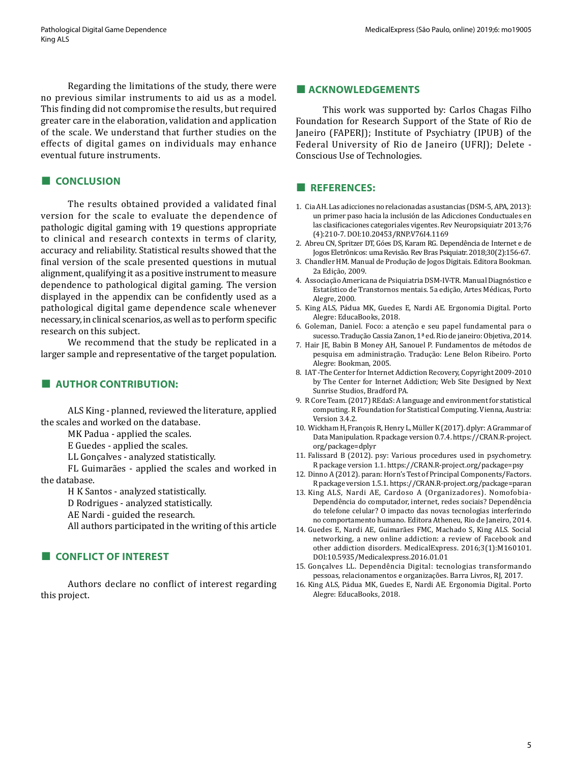Regarding the limitations of the study, there were no previous similar instruments to aid us as a model. This finding did not compromise the results, but required greater care in the elaboration, validation and application of the scale. We understand that further studies on the effects of digital games on individuals may enhance eventual future instruments.

## CONCLUSION

The results obtained provided a validated final version for the scale to evaluate the dependence of pathologic digital gaming with 19 questions appropriate to clinical and research contexts in terms of clarity, accuracy and reliability. Statistical results showed that the final version of the scale presented questions in mutual alignment, qualifying it as a positive instrument to measure dependence to pathological digital gaming. The version displayed in the appendix can be confidently used as a pathological digital game dependence scale whenever necessary, in clinical scenarios, as well as to perform specific research on this subject.

We recommend that the study be replicated in a larger sample and representative of the target population.

## AUTHOR CONTRIBUTION:

ALS King - planned, reviewed the literature, applied the scales and worked on the database.

MK Padua - applied the scales.

E Guedes - applied the scales.

LL Gonçalves - analyzed statistically.

FL Guimarães - applied the scales and worked in the database.

H K Santos - analyzed statistically.

D Rodrigues - analyzed statistically.

AE Nardi - guided the research.

All authors participated in the writing of this article

## CONFLICT OF INTEREST

Authors declare no conflict of interest regarding this project.

## ACKNOWLEDGEMENTS

This work was supported by: Carlos Chagas Filho Foundation for Research Support of the State of Rio de Janeiro (FAPERJ); Institute of Psychiatry (IPUB) of the Federal University of Rio de Janeiro (UFRJ); Delete - Conscious Use of Technologies.

## REFERENCES:

1. Cia AH. Las adicciones no relacionadas a sustancias (DSM-5, APA, 2013): un primer paso hacia la inclusión de las Adicciones Conductuales en las clasificaciones categoriales vigentes. Rev Neuropsiquiatr 2013;76 (4):210-7. DOI:10.20453/RNP.V76I4.1169
2. Abreu CN, Spritzer DT, Góes DS, Karam RG. Dependência de Internet e de Jogos Eletrônicos: uma Revisão. Rev Bras Psiquiatr. 2018;30(2):156-67.
3. Chandler HM. Manual de Produção de Jogos Digitais. Editora Bookman. 2a Edição, 2009.
4. Associação Americana de Psiquiatria DSM-IV-TR. Manual Diagnóstico e Estatístico de Transtornos mentais. 5a edição, Artes Médicas, Porto Alegre, 2000.
5. King ALS, Pádua MK, Guedes E, Nardi AE. Ergonomia Digital. Porto Alegre: EducaBooks, 2018.
6. Goleman, Daniel. Foco: a atenção e seu papel fundamental para o sucesso. Tradução Cassia Zanon, 1ª ed. Rio de janeiro: Objetiva, 2014.
7. Hair JE, Babin B Money AH, Sanouel P. Fundamentos de métodos de pesquisa em administração. Tradução: Lene Belon Ribeiro. Porto Alegre: Bookman, 2005.
8. IAT -The Center for Internet Addiction Recovery, Copyright 2009-2010 by The Center for Internet Addiction; Web Site Designed by Next Sunrise Studios, Bradford PA.
9. R Core Team. (2017) REdaS: A language and environment for statistical computing. R Foundation for Statistical Computing. Vienna, Austria: Version 3.4.2.
10. Wickham H, François R, Henry L, Müller K (2017). dplyr: A Grammar of Data Manipulation. R package version 0.7.4. https://CRAN.R-project.org/package=dplyr
11. Falissard B (2012). psy: Various procedures used in psychometry. R package version 1.1. https://CRAN.R-project.org/package=psy
12. Dinno A (2012). paran: Horn's Test of Principal Components/Factors. R package version 1.5.1. https://CRAN.R-project.org/package=paran
13. King ALS, Nardi AE, Cardoso A (Organizadores). Nomofobia-Dependência do computador, internet, redes sociais? Dependência do telefone celular? O impacto das novas tecnologias interferindo no comportamento humano. Editora Atheneu, Rio de Janeiro, 2014.
14. Guedes E, Nardi AE, Guimarães FMC, Machado S, King ALS. Social networking, a new online addiction: a review of Facebook and other addiction disorders. MedicalExpress. 2016;3(1):M160101. DOI:10.5935/Medicalexpress.2016.01.01
15. Gonçalves LL. Dependência Digital: tecnologias transformando pessoas, relacionamentos e organizações. Barra Livros, RJ, 2017.
16. King ALS, Pádua MK, Guedes E, Nardi AE. Ergonomia Digital. Porto Alegre: EducaBooks, 2018.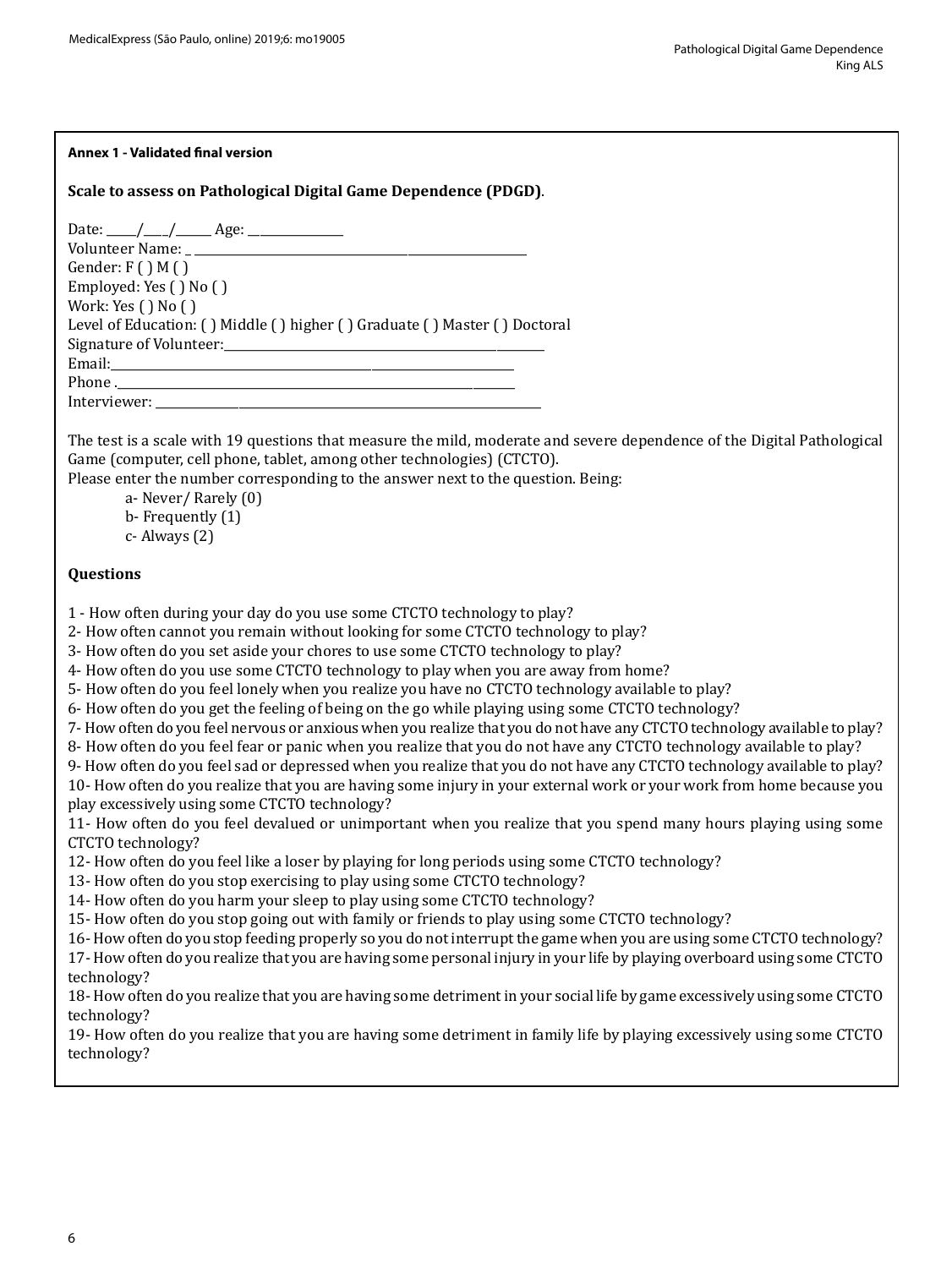**Annex 1 - Validated final version**

**Scale to assess on Pathological Digital Game Dependence (PDGD)**.

Date: _____/____/______ Age: _______________
Volunteer Name: _ ________________________________________________________
Gender: F ( ) M ( )
Employed: Yes ( ) No ( )
Work: Yes ( ) No ( )
Level of Education: ( ) Middle ( ) higher ( ) Graduate ( ) Master ( ) Doctoral
Signature of Volunteer:___________________________________________________
Email:_________________________________________________________________
Phone ._________________________________________________________________
Interviewer: ____________________________________________________________

The test is a scale with 19 questions that measure the mild, moderate and severe dependence of the Digital Pathological Game (computer, cell phone, tablet, among other technologies) (CTCTO).
Please enter the number corresponding to the answer next to the question. Being:

- a- Never/ Rarely (0)
- b- Frequently (1)
- c- Always (2)

**Questions**

1 - How often during your day do you use some CTCTO technology to play?
2- How often cannot you remain without looking for some CTCTO technology to play?
3- How often do you set aside your chores to use some CTCTO technology to play?
4- How often do you use some CTCTO technology to play when you are away from home?
5- How often do you feel lonely when you realize you have no CTCTO technology available to play?
6- How often do you get the feeling of being on the go while playing using some CTCTO technology?
7- How often do you feel nervous or anxious when you realize that you do not have any CTCTO technology available to play?
8- How often do you feel fear or panic when you realize that you do not have any CTCTO technology available to play?
9- How often do you feel sad or depressed when you realize that you do not have any CTCTO technology available to play?
10- How often do you realize that you are having some injury in your external work or your work from home because you play excessively using some CTCTO technology?
11- How often do you feel devalued or unimportant when you realize that you spend many hours playing using some CTCTO technology?
12- How often do you feel like a loser by playing for long periods using some CTCTO technology?
13- How often do you stop exercising to play using some CTCTO technology?
14- How often do you harm your sleep to play using some CTCTO technology?
15- How often do you stop going out with family or friends to play using some CTCTO technology?
16- How often do you stop feeding properly so you do not interrupt the game when you are using some CTCTO technology?
17- How often do you realize that you are having some personal injury in your life by playing overboard using some CTCTO technology?
18- How often do you realize that you are having some detriment in your social life by game excessively using some CTCTO technology?
19- How often do you realize that you are having some detriment in family life by playing excessively using some CTCTO technology?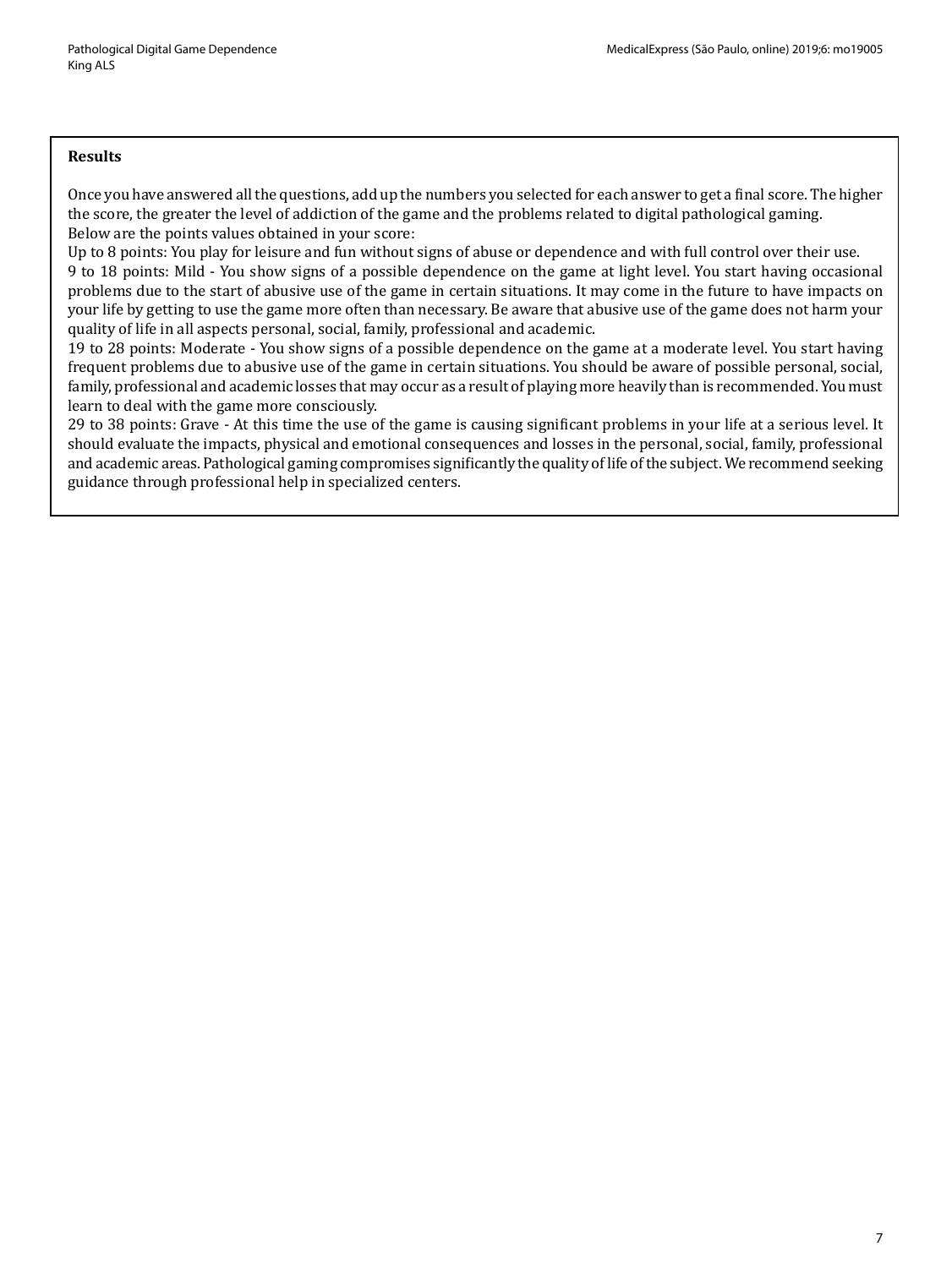**Results**

Once you have answered all the questions, add up the numbers you selected for each answer to get a final score. The higher the score, the greater the level of addiction of the game and the problems related to digital pathological gaming.

Below are the points values obtained in your score:

Up to 8 points: You play for leisure and fun without signs of abuse or dependence and with full control over their use.

9 to 18 points: Mild - You show signs of a possible dependence on the game at light level. You start having occasional problems due to the start of abusive use of the game in certain situations. It may come in the future to have impacts on your life by getting to use the game more often than necessary. Be aware that abusive use of the game does not harm your quality of life in all aspects personal, social, family, professional and academic.

19 to 28 points: Moderate - You show signs of a possible dependence on the game at a moderate level. You start having frequent problems due to abusive use of the game in certain situations. You should be aware of possible personal, social, family, professional and academic losses that may occur as a result of playing more heavily than is recommended. You must learn to deal with the game more consciously.

29 to 38 points: Grave - At this time the use of the game is causing significant problems in your life at a serious level. It should evaluate the impacts, physical and emotional consequences and losses in the personal, social, family, professional and academic areas. Pathological gaming compromises significantly the quality of life of the subject. We recommend seeking guidance through professional help in specialized centers.